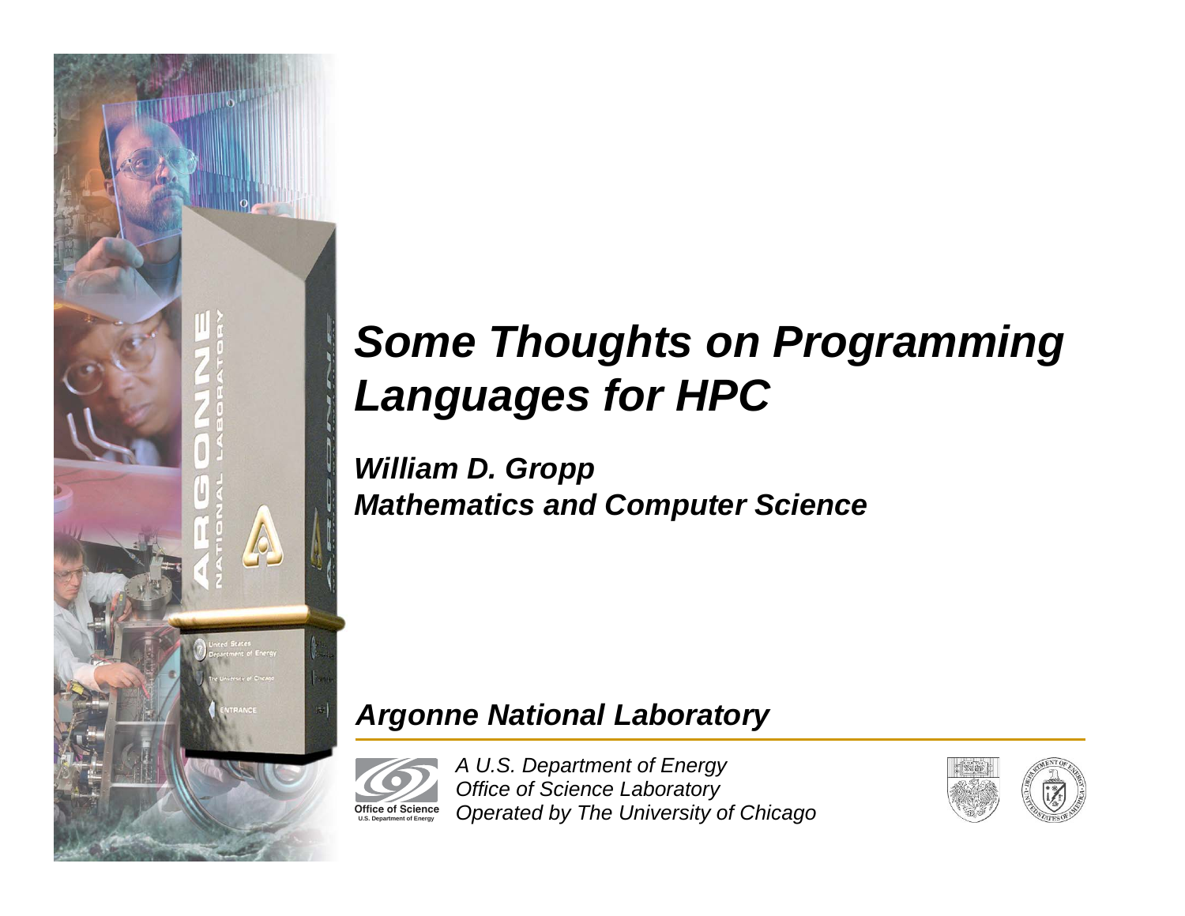# Some Thoughts on Programming Languages for HPC

***William D. Gropp***
***Mathematics and Computer Science***

***Argonne National Laboratory***

Office of Science
U.S. Department of Energy

*A U.S. Department of Energy*
*Office of Science Laboratory*
*Operated by The University of Chicago*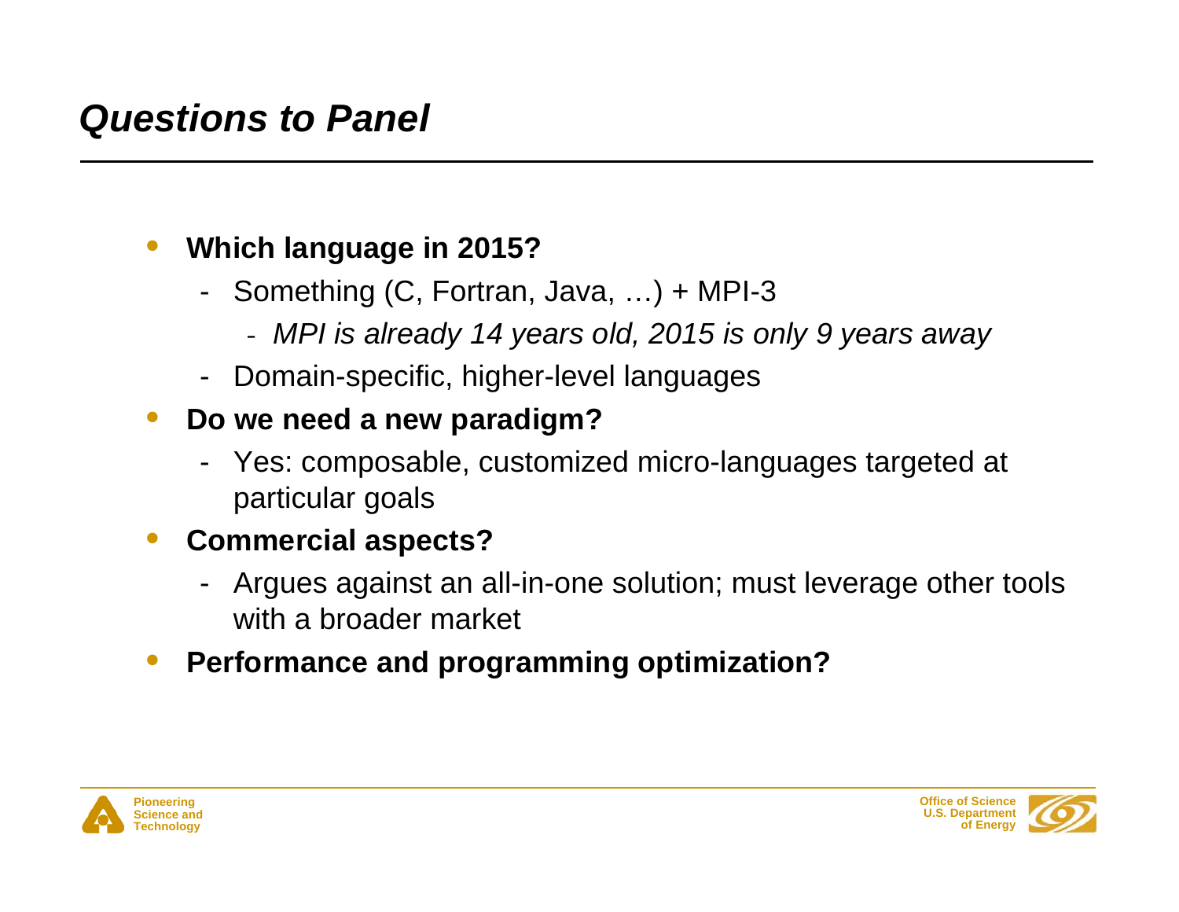# Questions to Panel

- **Which language in 2015?**
  - Something (C, Fortran, Java, …) + MPI-3
    - *MPI is already 14 years old, 2015 is only 9 years away*
  - Domain-specific, higher-level languages
- **Do we need a new paradigm?**
  - Yes: composable, customized micro-languages targeted at particular goals
- **Commercial aspects?**
  - Argues against an all-in-one solution; must leverage other tools with a broader market
- **Performance and programming optimization?**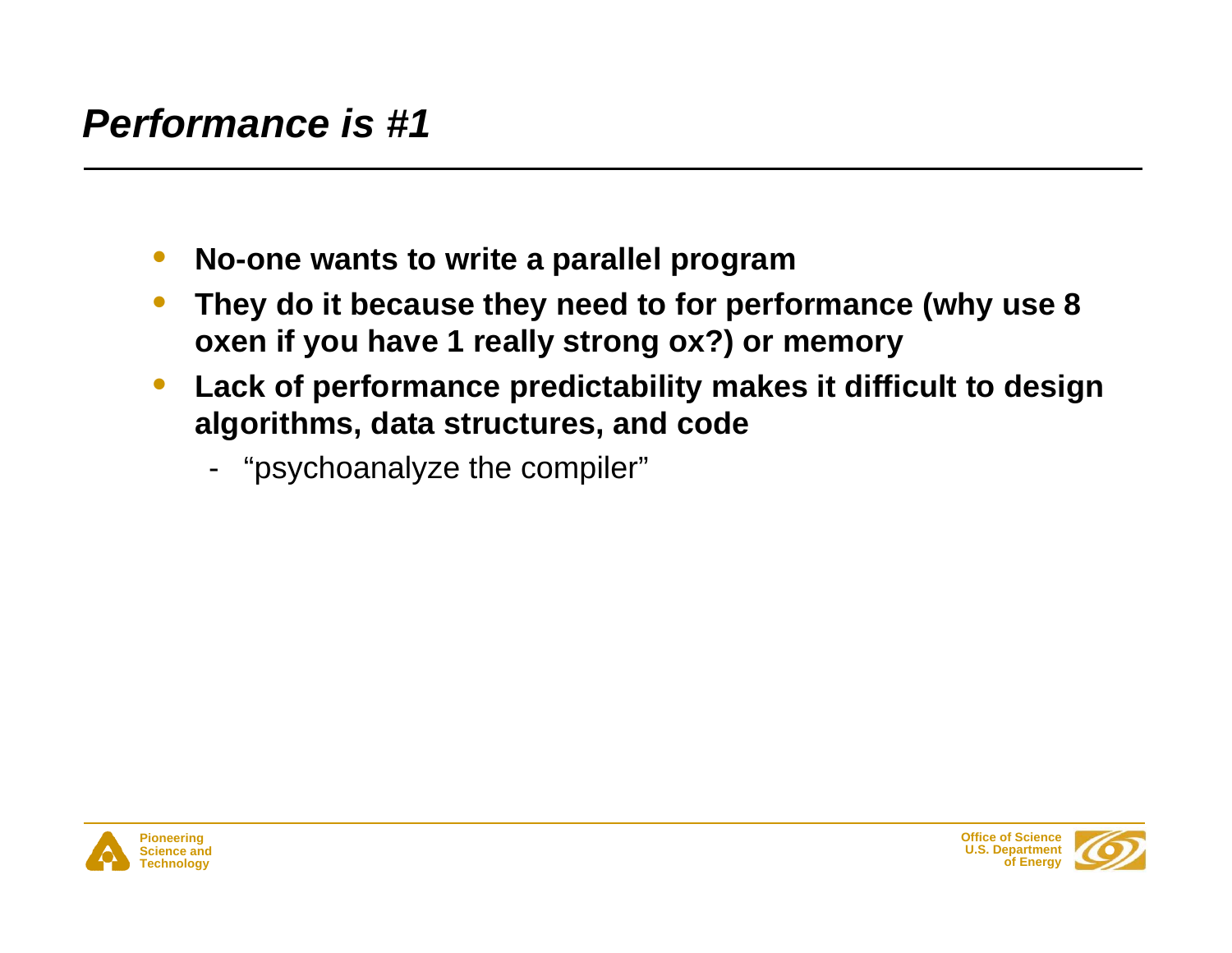## *Performance is #1*

- **No-one wants to write a parallel program**
- **They do it because they need to for performance (why use 8 oxen if you have 1 really strong ox?) or memory**
- **Lack of performance predictability makes it difficult to design algorithms, data structures, and code**
  - "psychoanalyze the compiler"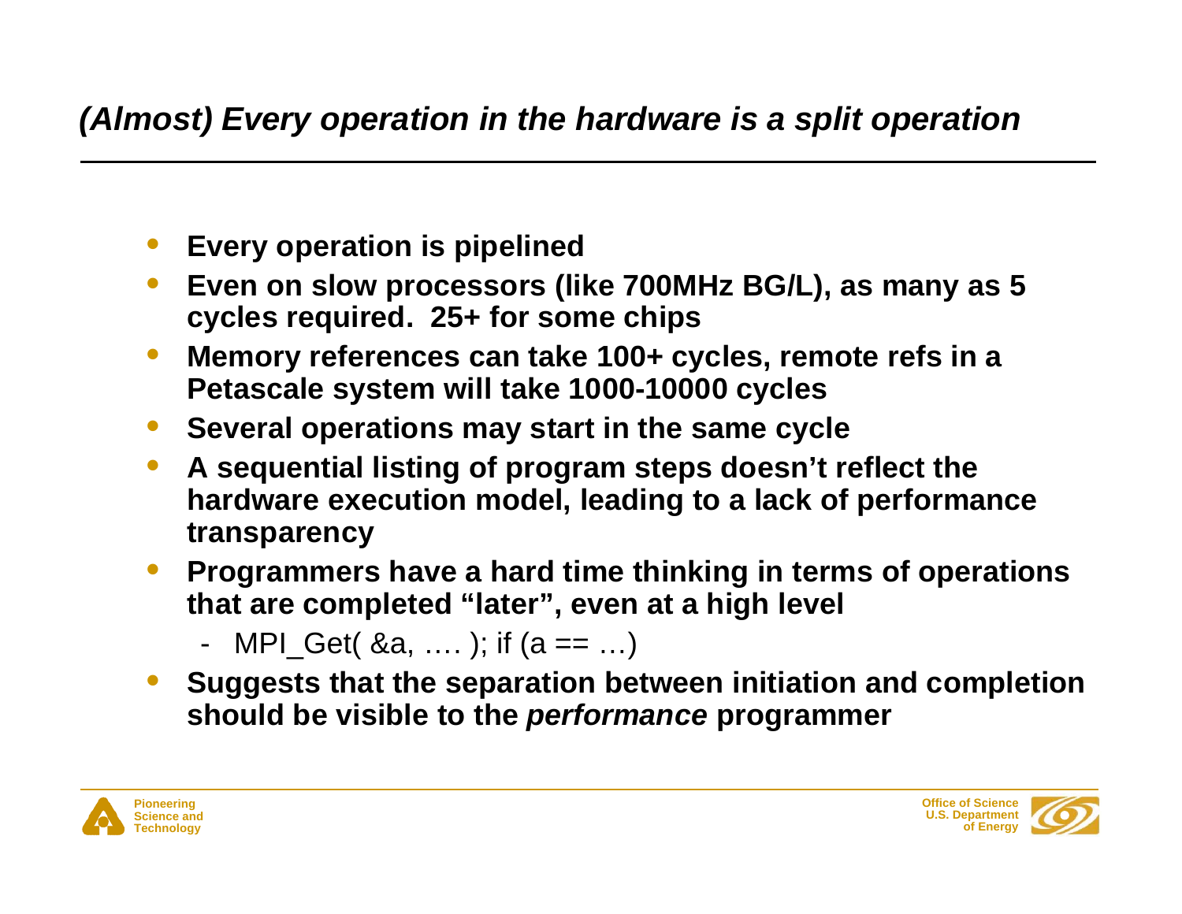## *(Almost) Every operation in the hardware is a split operation*

- **Every operation is pipelined**
- **Even on slow processors (like 700MHz BG/L), as many as 5 cycles required. 25+ for some chips**
- **Memory references can take 100+ cycles, remote refs in a Petascale system will take 1000-10000 cycles**
- **Several operations may start in the same cycle**
- **A sequential listing of program steps doesn't reflect the hardware execution model, leading to a lack of performance transparency**
- **Programmers have a hard time thinking in terms of operations that are completed "later", even at a high level**
  - MPI_Get( &a, …. ); if (a == …)
- **Suggests that the separation between initiation and completion should be visible to the *performance* programmer**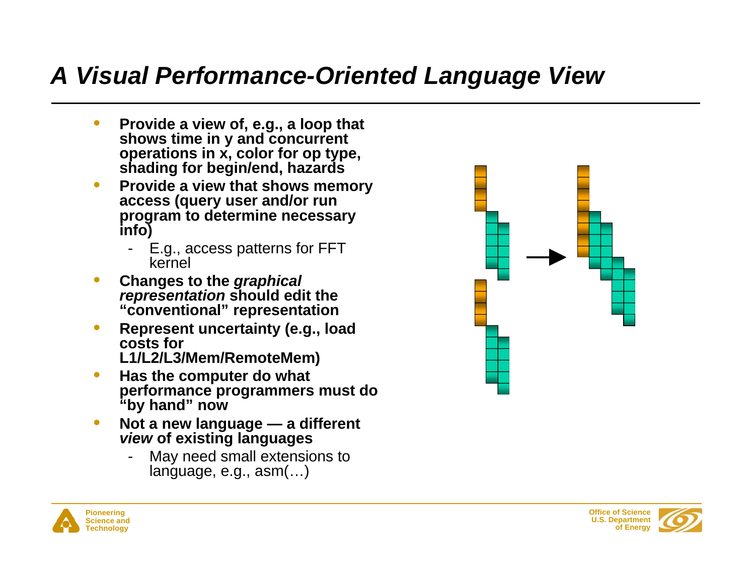# *A Visual Performance-Oriented Language View*

- **Provide a view of, e.g., a loop that shows time in y and concurrent operations in x, color for op type, shading for begin/end, hazards**
- **Provide a view that shows memory access (query user and/or run program to determine necessary info)**
  - E.g., access patterns for FFT kernel
- **Changes to the *graphical representation* should edit the "conventional" representation**
- **Represent uncertainty (e.g., load costs for L1/L2/L3/Mem/RemoteMem)**
- **Has the computer do what performance programmers must do "by hand" now**
- **Not a new language — a different *view* of existing languages**
  - May need small extensions to language, e.g., asm(…)